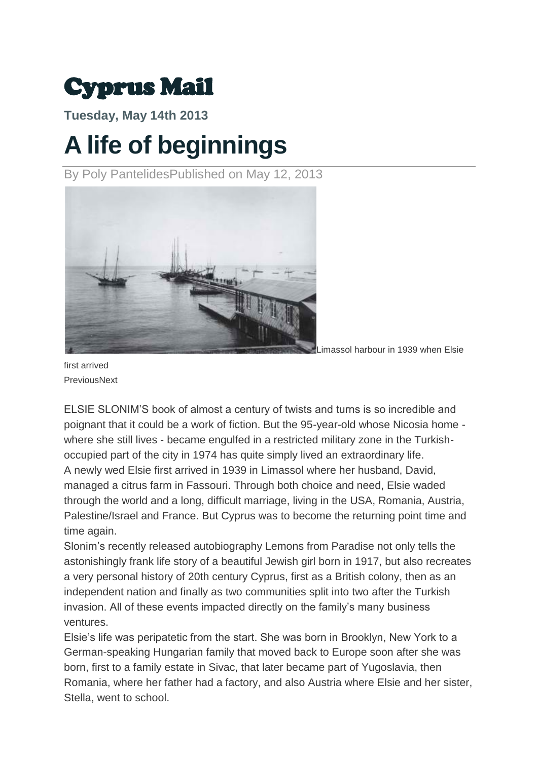# Cyprus Mail

**Tuesday, May 14th 2013**

# A life of beginnings

By Poly PantelidesPublished on May 12, 2013

Limassol harbour in 1939 when Elsie first arrived

PreviousNext

ELSIE SLONIM'S book of almost a century of twists and turns is so incredible and poignant that it could be a work of fiction. But the 95-year-old whose Nicosia home - where she still lives - became engulfed in a restricted military zone in the Turkish-occupied part of the city in 1974 has quite simply lived an extraordinary life.

A newly wed Elsie first arrived in 1939 in Limassol where her husband, David, managed a citrus farm in Fassouri. Through both choice and need, Elsie waded through the world and a long, difficult marriage, living in the USA, Romania, Austria, Palestine/Israel and France. But Cyprus was to become the returning point time and time again.

Slonim's recently released autobiography Lemons from Paradise not only tells the astonishingly frank life story of a beautiful Jewish girl born in 1917, but also recreates a very personal history of 20th century Cyprus, first as a British colony, then as an independent nation and finally as two communities split into two after the Turkish invasion. All of these events impacted directly on the family's many business ventures.

Elsie's life was peripatetic from the start. She was born in Brooklyn, New York to a German-speaking Hungarian family that moved back to Europe soon after she was born, first to a family estate in Sivac, that later became part of Yugoslavia, then Romania, where her father had a factory, and also Austria where Elsie and her sister, Stella, went to school.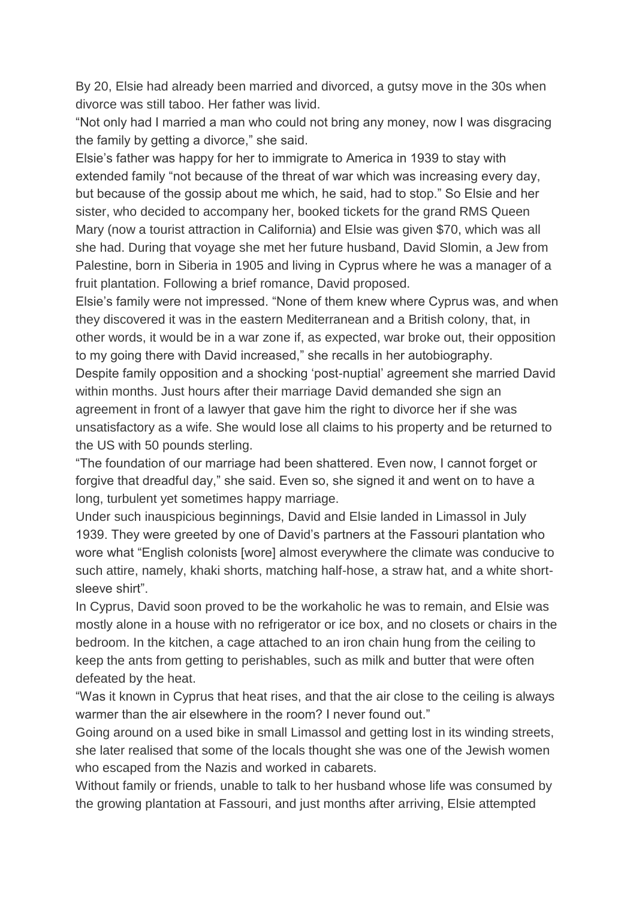By 20, Elsie had already been married and divorced, a gutsy move in the 30s when divorce was still taboo. Her father was livid.

"Not only had I married a man who could not bring any money, now I was disgracing the family by getting a divorce," she said.

Elsie's father was happy for her to immigrate to America in 1939 to stay with extended family "not because of the threat of war which was increasing every day, but because of the gossip about me which, he said, had to stop." So Elsie and her sister, who decided to accompany her, booked tickets for the grand RMS Queen Mary (now a tourist attraction in California) and Elsie was given $70, which was all she had. During that voyage she met her future husband, David Slomin, a Jew from Palestine, born in Siberia in 1905 and living in Cyprus where he was a manager of a fruit plantation. Following a brief romance, David proposed.

Elsie's family were not impressed. "None of them knew where Cyprus was, and when they discovered it was in the eastern Mediterranean and a British colony, that, in other words, it would be in a war zone if, as expected, war broke out, their opposition to my going there with David increased," she recalls in her autobiography.

Despite family opposition and a shocking 'post-nuptial' agreement she married David within months. Just hours after their marriage David demanded she sign an agreement in front of a lawyer that gave him the right to divorce her if she was unsatisfactory as a wife. She would lose all claims to his property and be returned to the US with 50 pounds sterling.

"The foundation of our marriage had been shattered. Even now, I cannot forget or forgive that dreadful day," she said. Even so, she signed it and went on to have a long, turbulent yet sometimes happy marriage.

Under such inauspicious beginnings, David and Elsie landed in Limassol in July 1939. They were greeted by one of David's partners at the Fassouri plantation who wore what "English colonists [wore] almost everywhere the climate was conducive to such attire, namely, khaki shorts, matching half-hose, a straw hat, and a white short-sleeve shirt".

In Cyprus, David soon proved to be the workaholic he was to remain, and Elsie was mostly alone in a house with no refrigerator or ice box, and no closets or chairs in the bedroom. In the kitchen, a cage attached to an iron chain hung from the ceiling to keep the ants from getting to perishables, such as milk and butter that were often defeated by the heat.

"Was it known in Cyprus that heat rises, and that the air close to the ceiling is always warmer than the air elsewhere in the room? I never found out."

Going around on a used bike in small Limassol and getting lost in its winding streets, she later realised that some of the locals thought she was one of the Jewish women who escaped from the Nazis and worked in cabarets.

Without family or friends, unable to talk to her husband whose life was consumed by the growing plantation at Fassouri, and just months after arriving, Elsie attempted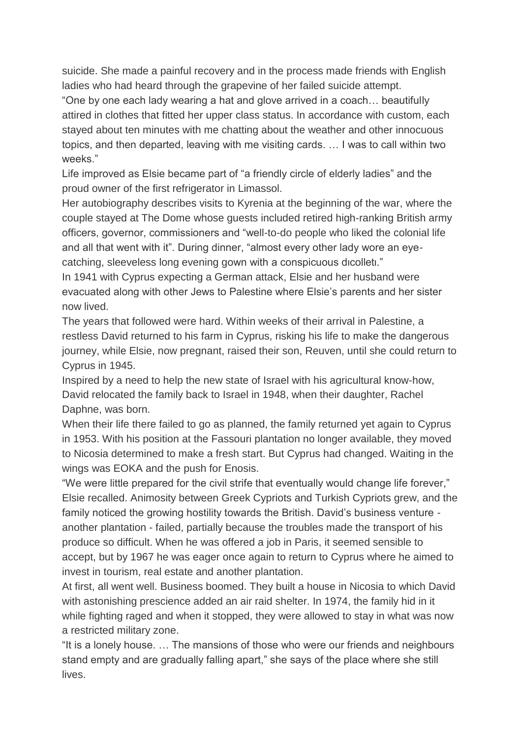suicide. She made a painful recovery and in the process made friends with English ladies who had heard through the grapevine of her failed suicide attempt.

"One by one each lady wearing a hat and glove arrived in a coach… beautifully attired in clothes that fitted her upper class status. In accordance with custom, each stayed about ten minutes with me chatting about the weather and other innocuous topics, and then departed, leaving with me visiting cards. … I was to call within two weeks."

Life improved as Elsie became part of "a friendly circle of elderly ladies" and the proud owner of the first refrigerator in Limassol.

Her autobiography describes visits to Kyrenia at the beginning of the war, where the couple stayed at The Dome whose guests included retired high-ranking British army officers, governor, commissioners and "well-to-do people who liked the colonial life and all that went with it". During dinner, "almost every other lady wore an eye-catching, sleeveless long evening gown with a conspicuous dıcolletı."

In 1941 with Cyprus expecting a German attack, Elsie and her husband were evacuated along with other Jews to Palestine where Elsie's parents and her sister now lived.

The years that followed were hard. Within weeks of their arrival in Palestine, a restless David returned to his farm in Cyprus, risking his life to make the dangerous journey, while Elsie, now pregnant, raised their son, Reuven, until she could return to Cyprus in 1945.

Inspired by a need to help the new state of Israel with his agricultural know-how, David relocated the family back to Israel in 1948, when their daughter, Rachel Daphne, was born.

When their life there failed to go as planned, the family returned yet again to Cyprus in 1953. With his position at the Fassouri plantation no longer available, they moved to Nicosia determined to make a fresh start. But Cyprus had changed. Waiting in the wings was EOKA and the push for Enosis.

"We were little prepared for the civil strife that eventually would change life forever," Elsie recalled. Animosity between Greek Cypriots and Turkish Cypriots grew, and the family noticed the growing hostility towards the British. David's business venture - another plantation - failed, partially because the troubles made the transport of his produce so difficult. When he was offered a job in Paris, it seemed sensible to accept, but by 1967 he was eager once again to return to Cyprus where he aimed to invest in tourism, real estate and another plantation.

At first, all went well. Business boomed. They built a house in Nicosia to which David with astonishing prescience added an air raid shelter. In 1974, the family hid in it while fighting raged and when it stopped, they were allowed to stay in what was now a restricted military zone.

"It is a lonely house. … The mansions of those who were our friends and neighbours stand empty and are gradually falling apart," she says of the place where she still lives.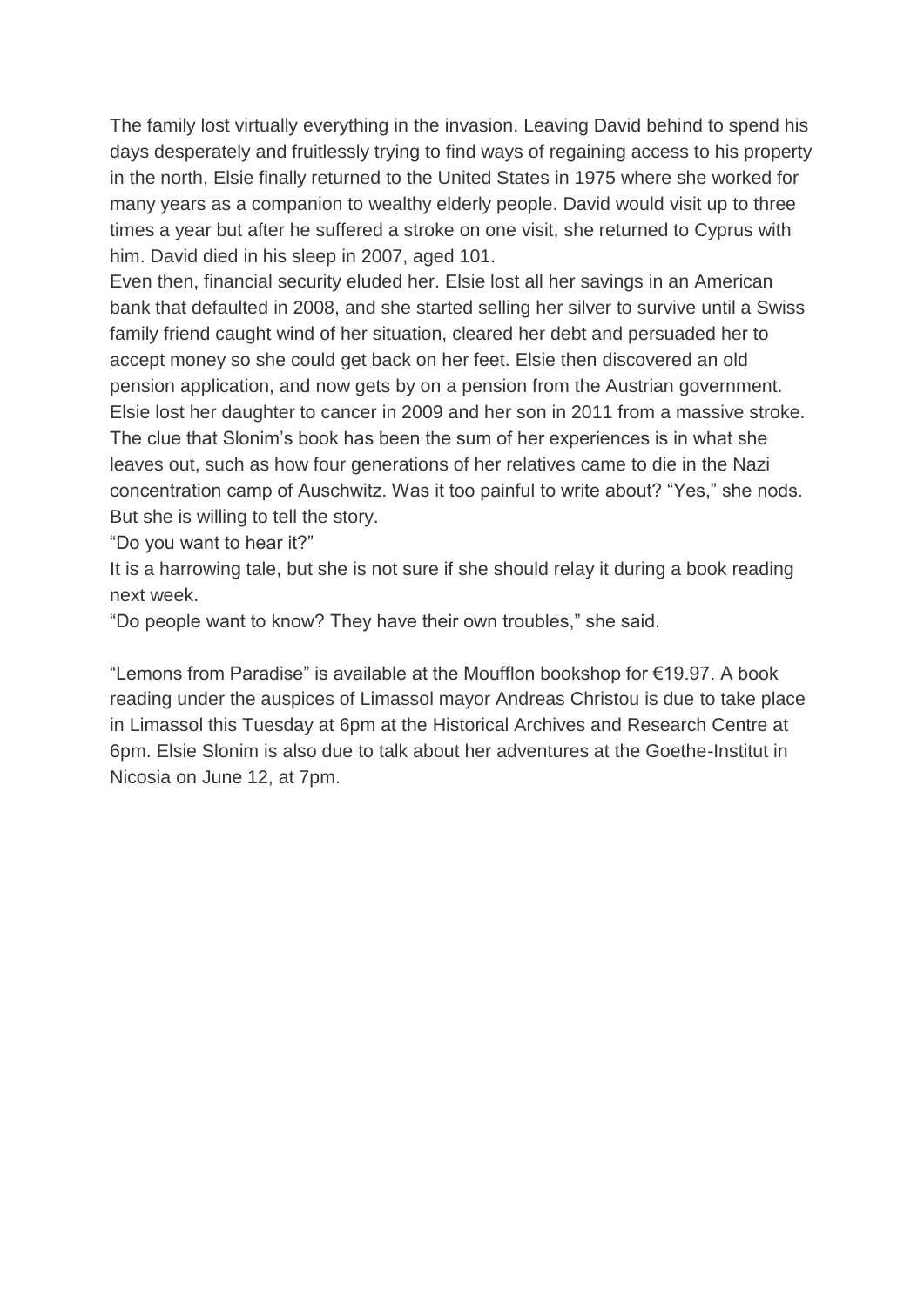The family lost virtually everything in the invasion. Leaving David behind to spend his days desperately and fruitlessly trying to find ways of regaining access to his property in the north, Elsie finally returned to the United States in 1975 where she worked for many years as a companion to wealthy elderly people. David would visit up to three times a year but after he suffered a stroke on one visit, she returned to Cyprus with him. David died in his sleep in 2007, aged 101.

Even then, financial security eluded her. Elsie lost all her savings in an American bank that defaulted in 2008, and she started selling her silver to survive until a Swiss family friend caught wind of her situation, cleared her debt and persuaded her to accept money so she could get back on her feet. Elsie then discovered an old pension application, and now gets by on a pension from the Austrian government.

Elsie lost her daughter to cancer in 2009 and her son in 2011 from a massive stroke.

The clue that Slonim's book has been the sum of her experiences is in what she leaves out, such as how four generations of her relatives came to die in the Nazi concentration camp of Auschwitz. Was it too painful to write about? "Yes," she nods. But she is willing to tell the story.

"Do you want to hear it?"

It is a harrowing tale, but she is not sure if she should relay it during a book reading next week.

"Do people want to know? They have their own troubles," she said.

"Lemons from Paradise" is available at the Moufflon bookshop for €19.97. A book reading under the auspices of Limassol mayor Andreas Christou is due to take place in Limassol this Tuesday at 6pm at the Historical Archives and Research Centre at 6pm. Elsie Slonim is also due to talk about her adventures at the Goethe-Institut in Nicosia on June 12, at 7pm.